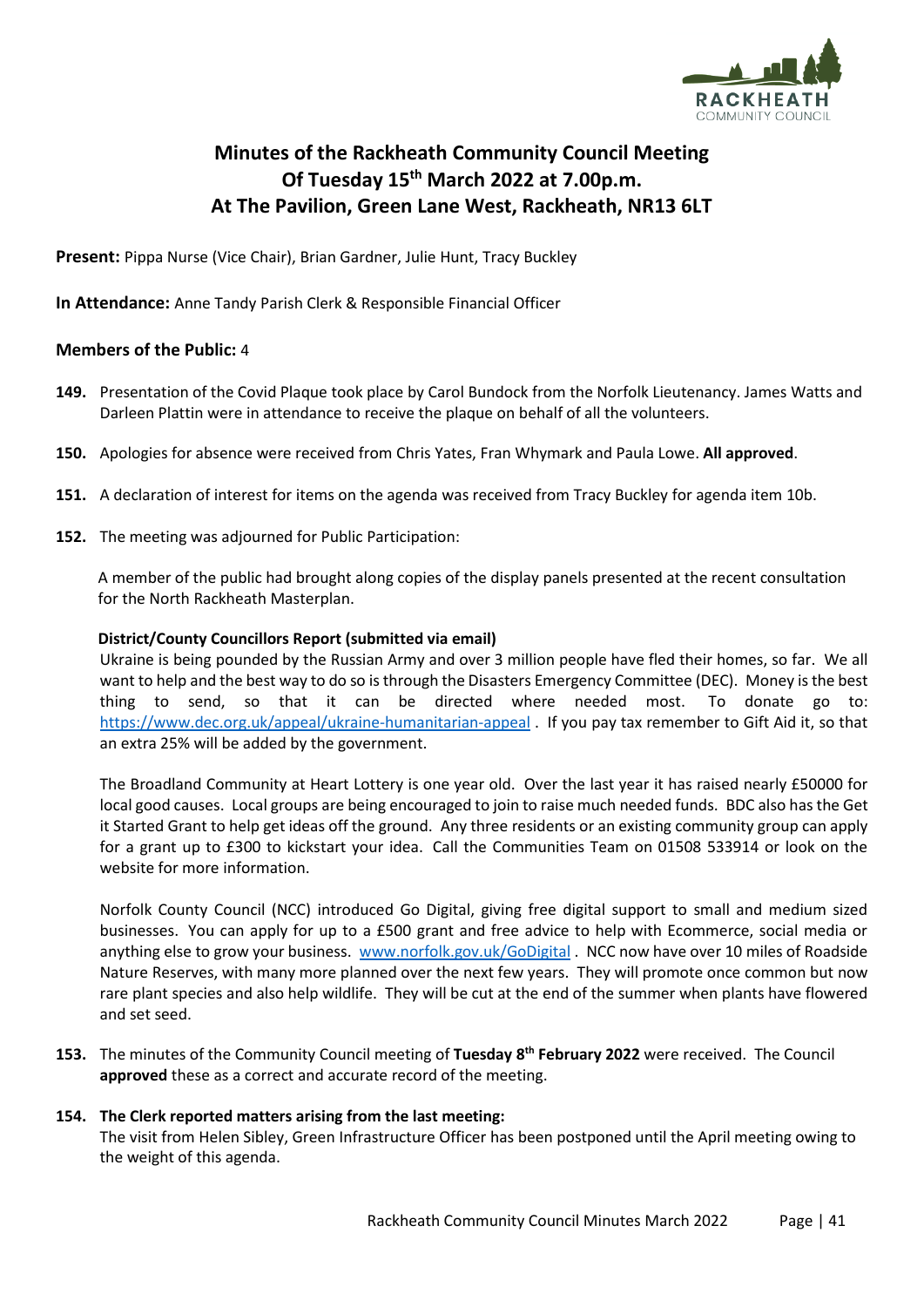# Minutes of the Rackheath Community Council Meeting Of Tuesday 15th March 2022 at 7.00p.m. At The Pavilion, Green Lane West, Rackheath, NR13 6LT

**Present:** Pippa Nurse (Vice Chair), Brian Gardner, Julie Hunt, Tracy Buckley

**In Attendance:** Anne Tandy Parish Clerk & Responsible Financial Officer

**Members of the Public:** 4

**149.** Presentation of the Covid Plaque took place by Carol Bundock from the Norfolk Lieutenancy. James Watts and Darleen Plattin were in attendance to receive the plaque on behalf of all the volunteers.

**150.** Apologies for absence were received from Chris Yates, Fran Whymark and Paula Lowe. **All approved**.

**151.** A declaration of interest for items on the agenda was received from Tracy Buckley for agenda item 10b.

**152.** The meeting was adjourned for Public Participation:

A member of the public had brought along copies of the display panels presented at the recent consultation for the North Rackheath Masterplan.

**District/County Councillors Report (submitted via email)**

Ukraine is being pounded by the Russian Army and over 3 million people have fled their homes, so far. We all want to help and the best way to do so is through the Disasters Emergency Committee (DEC). Money is the best thing to send, so that it can be directed where needed most. To donate go to: https://www.dec.org.uk/appeal/ukraine-humanitarian-appeal . If you pay tax remember to Gift Aid it, so that an extra 25% will be added by the government.

The Broadland Community at Heart Lottery is one year old. Over the last year it has raised nearly £50000 for local good causes. Local groups are being encouraged to join to raise much needed funds. BDC also has the Get it Started Grant to help get ideas off the ground. Any three residents or an existing community group can apply for a grant up to £300 to kickstart your idea. Call the Communities Team on 01508 533914 or look on the website for more information.

Norfolk County Council (NCC) introduced Go Digital, giving free digital support to small and medium sized businesses. You can apply for up to a £500 grant and free advice to help with Ecommerce, social media or anything else to grow your business. www.norfolk.gov.uk/GoDigital . NCC now have over 10 miles of Roadside Nature Reserves, with many more planned over the next few years. They will promote once common but now rare plant species and also help wildlife. They will be cut at the end of the summer when plants have flowered and set seed.

**153.** The minutes of the Community Council meeting of **Tuesday 8th February 2022** were received. The Council **approved** these as a correct and accurate record of the meeting.

**154. The Clerk reported matters arising from the last meeting:**

The visit from Helen Sibley, Green Infrastructure Officer has been postponed until the April meeting owing to the weight of this agenda.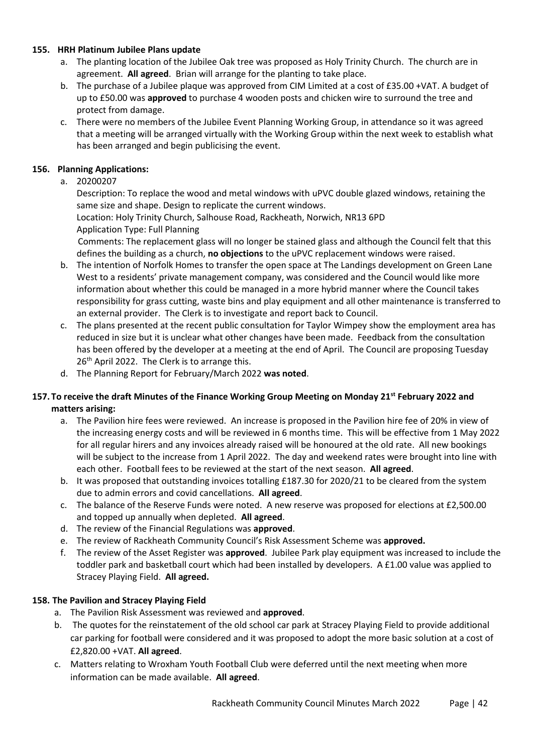**155. HRH Platinum Jubilee Plans update**

a. The planting location of the Jubilee Oak tree was proposed as Holy Trinity Church. The church are in agreement. **All agreed**. Brian will arrange for the planting to take place.

b. The purchase of a Jubilee plaque was approved from CIM Limited at a cost of £35.00 +VAT. A budget of up to £50.00 was **approved** to purchase 4 wooden posts and chicken wire to surround the tree and protect from damage.

c. There were no members of the Jubilee Event Planning Working Group, in attendance so it was agreed that a meeting will be arranged virtually with the Working Group within the next week to establish what has been arranged and begin publicising the event.

**156. Planning Applications:**

a. 20200207

Description: To replace the wood and metal windows with uPVC double glazed windows, retaining the same size and shape. Design to replicate the current windows.

Location: Holy Trinity Church, Salhouse Road, Rackheath, Norwich, NR13 6PD

Application Type: Full Planning

Comments: The replacement glass will no longer be stained glass and although the Council felt that this defines the building as a church, **no objections** to the uPVC replacement windows were raised.

b. The intention of Norfolk Homes to transfer the open space at The Landings development on Green Lane West to a residents' private management company, was considered and the Council would like more information about whether this could be managed in a more hybrid manner where the Council takes responsibility for grass cutting, waste bins and play equipment and all other maintenance is transferred to an external provider. The Clerk is to investigate and report back to Council.

c. The plans presented at the recent public consultation for Taylor Wimpey show the employment area has reduced in size but it is unclear what other changes have been made. Feedback from the consultation has been offered by the developer at a meeting at the end of April. The Council are proposing Tuesday 26th April 2022. The Clerk is to arrange this.

d. The Planning Report for February/March 2022 **was noted**.

**157. To receive the draft Minutes of the Finance Working Group Meeting on Monday 21st February 2022 and matters arising:**

a. The Pavilion hire fees were reviewed. An increase is proposed in the Pavilion hire fee of 20% in view of the increasing energy costs and will be reviewed in 6 months time. This will be effective from 1 May 2022 for all regular hirers and any invoices already raised will be honoured at the old rate. All new bookings will be subject to the increase from 1 April 2022. The day and weekend rates were brought into line with each other. Football fees to be reviewed at the start of the next season. **All agreed**.

b. It was proposed that outstanding invoices totalling £187.30 for 2020/21 to be cleared from the system due to admin errors and covid cancellations. **All agreed**.

c. The balance of the Reserve Funds were noted. A new reserve was proposed for elections at £2,500.00 and topped up annually when depleted. **All agreed**.

d. The review of the Financial Regulations was **approved**.

e. The review of Rackheath Community Council's Risk Assessment Scheme was **approved.**

f. The review of the Asset Register was **approved**. Jubilee Park play equipment was increased to include the toddler park and basketball court which had been installed by developers. A £1.00 value was applied to Stracey Playing Field. **All agreed.**

**158. The Pavilion and Stracey Playing Field**

a. The Pavilion Risk Assessment was reviewed and **approved**.

b. The quotes for the reinstatement of the old school car park at Stracey Playing Field to provide additional car parking for football were considered and it was proposed to adopt the more basic solution at a cost of £2,820.00 +VAT. **All agreed**.

c. Matters relating to Wroxham Youth Football Club were deferred until the next meeting when more information can be made available. **All agreed**.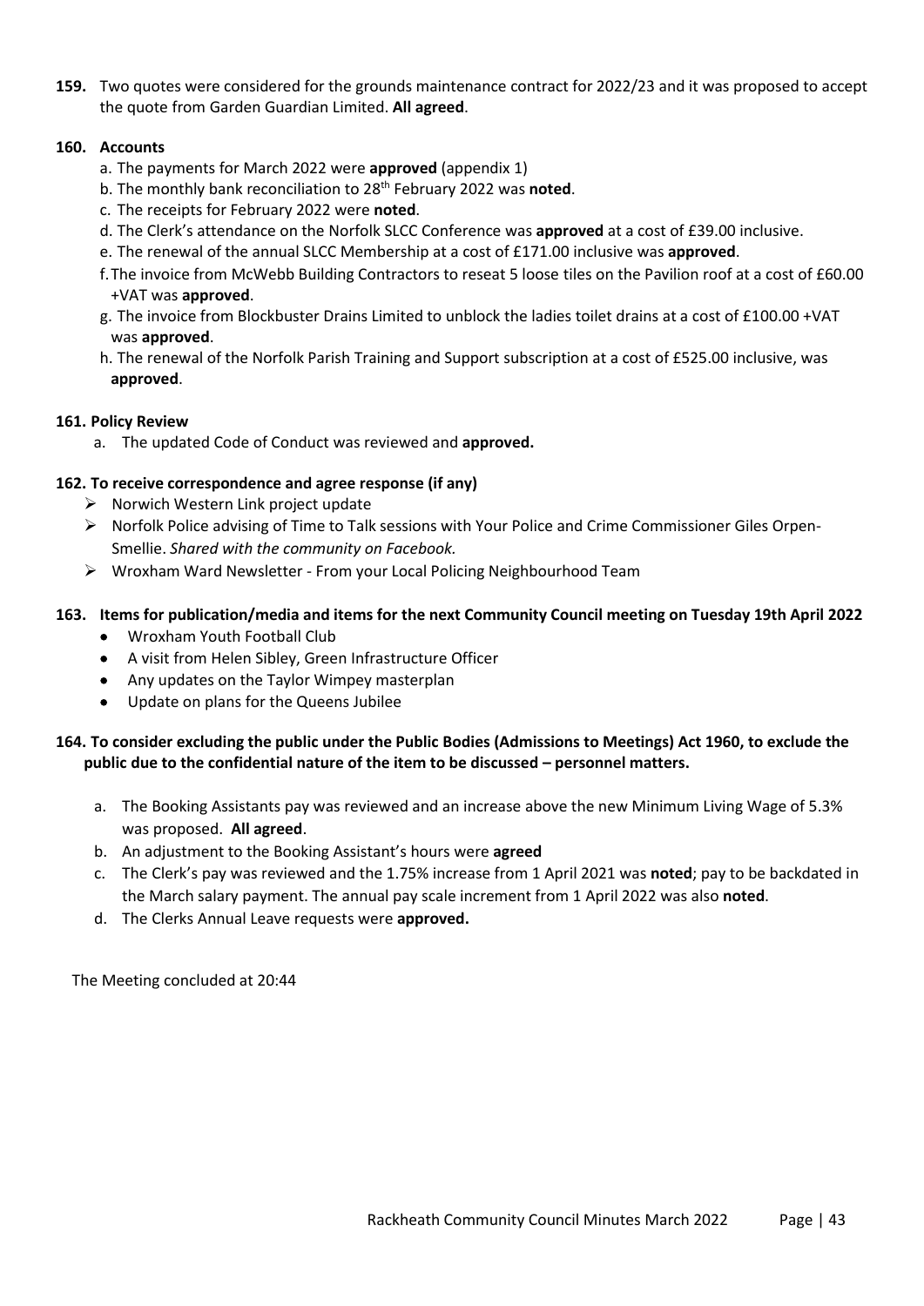**159.** Two quotes were considered for the grounds maintenance contract for 2022/23 and it was proposed to accept the quote from Garden Guardian Limited. **All agreed**.

**160. Accounts**

a. The payments for March 2022 were **approved** (appendix 1)
b. The monthly bank reconciliation to 28th February 2022 was **noted**.
c. The receipts for February 2022 were **noted**.
d. The Clerk's attendance on the Norfolk SLCC Conference was **approved** at a cost of £39.00 inclusive.
e. The renewal of the annual SLCC Membership at a cost of £171.00 inclusive was **approved**.
f. The invoice from McWebb Building Contractors to reseat 5 loose tiles on the Pavilion roof at a cost of £60.00 +VAT was **approved**.
g. The invoice from Blockbuster Drains Limited to unblock the ladies toilet drains at a cost of £100.00 +VAT was **approved**.
h. The renewal of the Norfolk Parish Training and Support subscription at a cost of £525.00 inclusive, was **approved**.

**161. Policy Review**

a. The updated Code of Conduct was reviewed and **approved.**

**162. To receive correspondence and agree response (if any)**

- Norwich Western Link project update
- Norfolk Police advising of Time to Talk sessions with Your Police and Crime Commissioner Giles Orpen-Smellie. *Shared with the community on Facebook.*
- Wroxham Ward Newsletter - From your Local Policing Neighbourhood Team

**163. Items for publication/media and items for the next Community Council meeting on Tuesday 19th April 2022**

- Wroxham Youth Football Club
- A visit from Helen Sibley, Green Infrastructure Officer
- Any updates on the Taylor Wimpey masterplan
- Update on plans for the Queens Jubilee

**164. To consider excluding the public under the Public Bodies (Admissions to Meetings) Act 1960, to exclude the public due to the confidential nature of the item to be discussed – personnel matters.**

a. The Booking Assistants pay was reviewed and an increase above the new Minimum Living Wage of 5.3% was proposed. **All agreed**.
b. An adjustment to the Booking Assistant's hours were **agreed**
c. The Clerk's pay was reviewed and the 1.75% increase from 1 April 2021 was **noted**; pay to be backdated in the March salary payment. The annual pay scale increment from 1 April 2022 was also **noted**.
d. The Clerks Annual Leave requests were **approved.**

The Meeting concluded at 20:44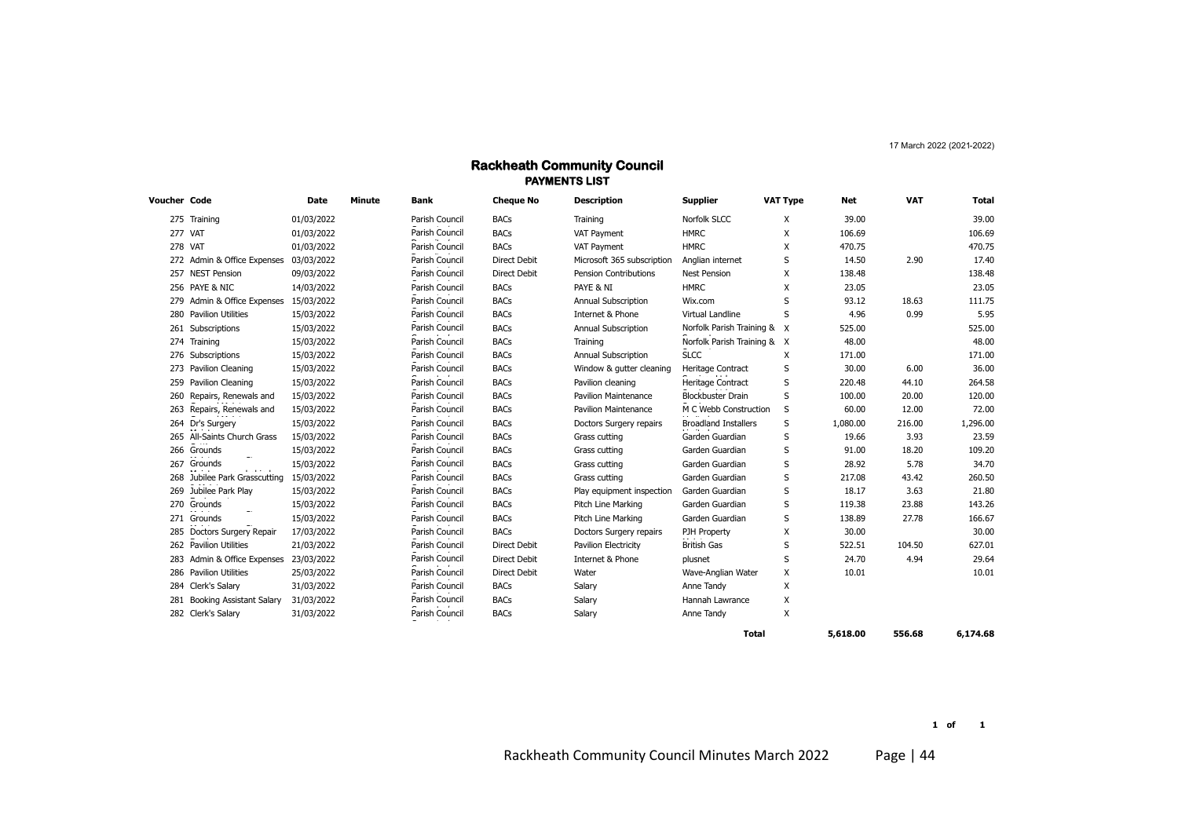17 March 2022 (2021-2022)

# Rackheath Community Council

## PAYMENTS LIST

| Voucher | Code | Date | Minute | Bank | Cheque No | Description | Supplier | VAT Type | Net | VAT | Total |
|---|---|---|---|---|---|---|---|---|---|---|---|
| 275 | Training | 01/03/2022 | | Parish Council | BACs | Training | Norfolk SLCC | X | 39.00 | | 39.00 |
| 277 | VAT | 01/03/2022 | | Parish Council | BACs | VAT Payment | HMRC | X | 106.69 | | 106.69 |
| 278 | VAT | 01/03/2022 | | Parish Council | BACs | VAT Payment | HMRC | X | 470.75 | | 470.75 |
| 272 | Admin & Office Expenses | 03/03/2022 | | Parish Council | Direct Debit | Microsoft 365 subscription | Anglian internet | S | 14.50 | 2.90 | 17.40 |
| 257 | NEST Pension | 09/03/2022 | | Parish Council | Direct Debit | Pension Contributions | Nest Pension | X | 138.48 | | 138.48 |
| 256 | PAYE & NIC | 14/03/2022 | | Parish Council | BACs | PAYE & NI | HMRC | X | 23.05 | | 23.05 |
| 279 | Admin & Office Expenses | 15/03/2022 | | Parish Council | BACs | Annual Subscription | Wix.com | S | 93.12 | 18.63 | 111.75 |
| 280 | Pavilion Utilities | 15/03/2022 | | Parish Council | BACs | Internet & Phone | Virtual Landline | S | 4.96 | 0.99 | 5.95 |
| 261 | Subscriptions | 15/03/2022 | | Parish Council | BACs | Annual Subscription | Norfolk Parish Training & | X | 525.00 | | 525.00 |
| 274 | Training | 15/03/2022 | | Parish Council | BACs | Training | Norfolk Parish Training & | X | 48.00 | | 48.00 |
| 276 | Subscriptions | 15/03/2022 | | Parish Council | BACs | Annual Subscription | SLCC | X | 171.00 | | 171.00 |
| 273 | Pavilion Cleaning | 15/03/2022 | | Parish Council | BACs | Window & gutter cleaning | Heritage Contract | S | 30.00 | 6.00 | 36.00 |
| 259 | Pavilion Cleaning | 15/03/2022 | | Parish Council | BACs | Pavilion cleaning | Heritage Contract | S | 220.48 | 44.10 | 264.58 |
| 260 | Repairs, Renewals and | 15/03/2022 | | Parish Council | BACs | Pavilion Maintenance | Blockbuster Drain | S | 100.00 | 20.00 | 120.00 |
| 263 | Repairs, Renewals and | 15/03/2022 | | Parish Council | BACs | Pavilion Maintenance | M C Webb Construction | S | 60.00 | 12.00 | 72.00 |
| 264 | Dr's Surgery | 15/03/2022 | | Parish Council | BACs | Doctors Surgery repairs | Broadland Installers | S | 1,080.00 | 216.00 | 1,296.00 |
| 265 | All-Saints Church Grass | 15/03/2022 | | Parish Council | BACs | Grass cutting | Garden Guardian | S | 19.66 | 3.93 | 23.59 |
| 266 | Grounds | 15/03/2022 | | Parish Council | BACs | Grass cutting | Garden Guardian | S | 91.00 | 18.20 | 109.20 |
| 267 | Grounds | 15/03/2022 | | Parish Council | BACs | Grass cutting | Garden Guardian | S | 28.92 | 5.78 | 34.70 |
| 268 | Jubilee Park Grasscutting | 15/03/2022 | | Parish Council | BACs | Grass cutting | Garden Guardian | S | 217.08 | 43.42 | 260.50 |
| 269 | Jubilee Park Play | 15/03/2022 | | Parish Council | BACs | Play equipment inspection | Garden Guardian | S | 18.17 | 3.63 | 21.80 |
| 270 | Grounds | 15/03/2022 | | Parish Council | BACs | Pitch Line Marking | Garden Guardian | S | 119.38 | 23.88 | 143.26 |
| 271 | Grounds | 15/03/2022 | | Parish Council | BACs | Pitch Line Marking | Garden Guardian | S | 138.89 | 27.78 | 166.67 |
| 285 | Doctors Surgery Repair | 17/03/2022 | | Parish Council | BACs | Doctors Surgery repairs | PJH Property | X | 30.00 | | 30.00 |
| 262 | Pavilion Utilities | 21/03/2022 | | Parish Council | Direct Debit | Pavilion Electricity | British Gas | S | 522.51 | 104.50 | 627.01 |
| 283 | Admin & Office Expenses | 23/03/2022 | | Parish Council | Direct Debit | Internet & Phone | plusnet | S | 24.70 | 4.94 | 29.64 |
| 286 | Pavilion Utilities | 25/03/2022 | | Parish Council | Direct Debit | Water | Wave-Anglian Water | X | 10.01 | | 10.01 |
| 284 | Clerk's Salary | 31/03/2022 | | Parish Council | BACs | Salary | Anne Tandy | X | | | |
| 281 | Booking Assistant Salary | 31/03/2022 | | Parish Council | BACs | Salary | Hannah Lawrance | X | | | |
| 282 | Clerk's Salary | 31/03/2022 | | Parish Council | BACs | Salary | Anne Tandy | X | | | |
| | | | | | | | **Total** | | **5,618.00** | **556.68** | **6,174.68** |